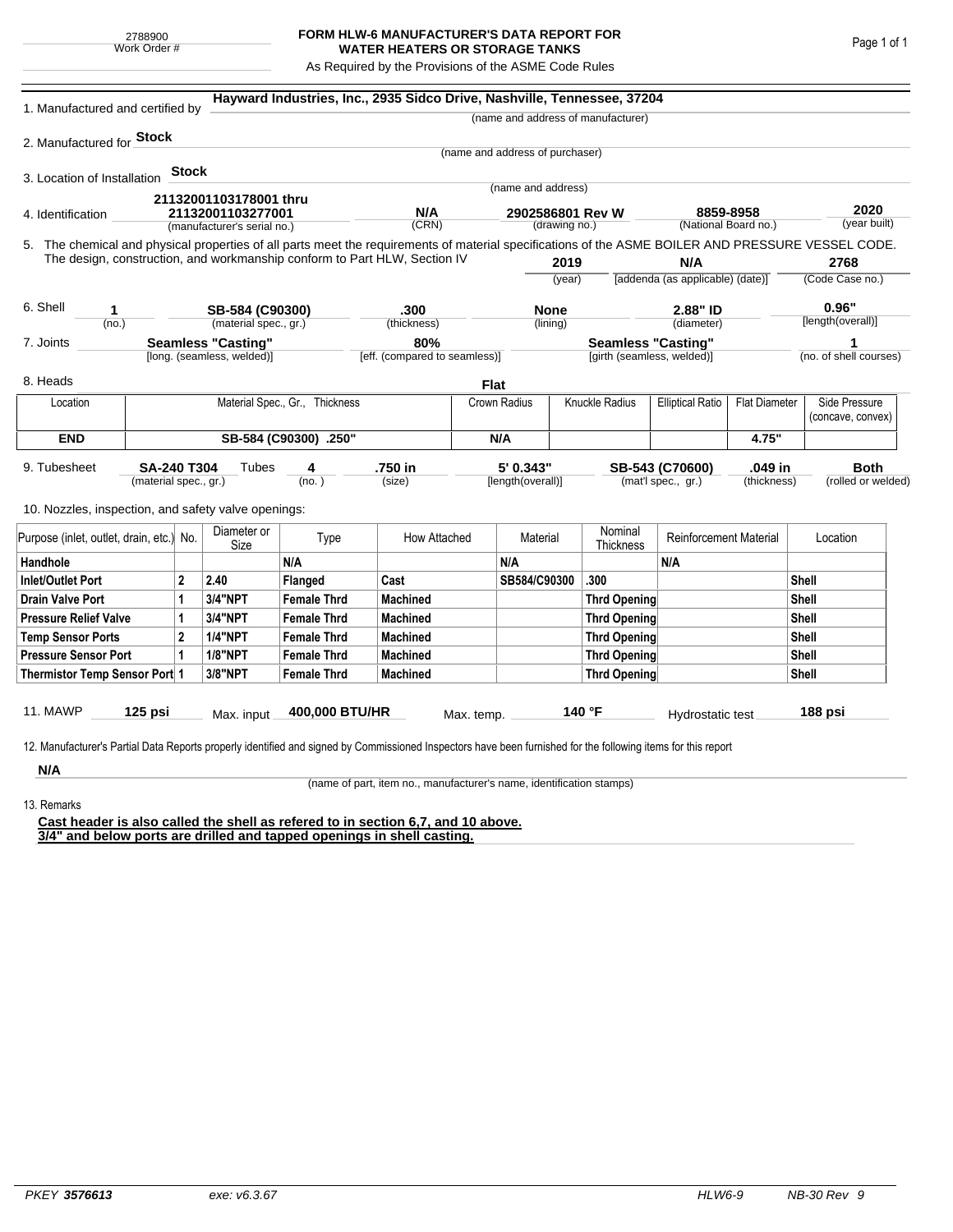2788900
Work Order #

# FORM HLW-6 MANUFACTURER'S DATA REPORT FOR WATER HEATERS OR STORAGE TANKS

As Required by the Provisions of the ASME Code Rules

1. Manufactured and certified by **Hayward Industries, Inc., 2935 Sidco Drive, Nashville, Tennessee, 37204**
(name and address of manufacturer)

2. Manufactured for **Stock**
(name and address of purchaser)

3. Location of Installation **Stock**
(name and address)

4. Identification **21132001103178001 thru 21132001103277001** (manufacturer's serial no.) **N/A** (CRN) **2902586801 Rev W** (drawing no.) **8859-8958** (National Board no.) **2020** (year built)

5. The chemical and physical properties of all parts meet the requirements of material specifications of the ASME BOILER AND PRESSURE VESSEL CODE. The design, construction, and workmanship conform to Part HLW, Section IV **2019** (year) **N/A** [addenda (as applicable) (date)] **2768** (Code Case no.)

6. Shell **1** (no.) **SB-584 (C90300)** (material spec., gr.) **.300** (thickness) **None** (lining) **2.88" ID** (diameter) **0.96"** [length(overall)]

7. Joints **Seamless "Casting"** [long. (seamless, welded)] **80%** [eff. (compared to seamless)] **Seamless "Casting"** [girth (seamless, welded)] **1** (no. of shell courses)

8. Heads **Flat**

| Location | Material Spec., Gr., Thickness | Crown Radius | Knuckle Radius | Elliptical Ratio | Flat Diameter | Side Pressure (concave, convex) |
|---|---|---|---|---|---|---|
| **END** | **SB-584 (C90300) .250"** | **N/A** | | | **4.75"** | |

9. Tubesheet **SA-240 T304** (material spec., gr.) Tubes **4** (no.) **.750 in** (size) **5' 0.343"** [length(overall)] **SB-543 (C70600)** (mat'l spec., gr.) **.049 in** (thickness) **Both** (rolled or welded)

10. Nozzles, inspection, and safety valve openings:

| Purpose (inlet, outlet, drain, etc.) | No. | Diameter or Size | Type | How Attached | Material | Nominal Thickness | Reinforcement Material | Location |
|---|---|---|---|---|---|---|---|---|
| **Handhole** | | | **N/A** | | **N/A** | | **N/A** | |
| **Inlet/Outlet Port** | **2** | **2.40** | **Flanged** | **Cast** | **SB584/C90300** | **.300** | | **Shell** |
| **Drain Valve Port** | **1** | **3/4"NPT** | **Female Thrd** | **Machined** | | **Thrd Opening** | | **Shell** |
| **Pressure Relief Valve** | **1** | **3/4"NPT** | **Female Thrd** | **Machined** | | **Thrd Opening** | | **Shell** |
| **Temp Sensor Ports** | **2** | **1/4"NPT** | **Female Thrd** | **Machined** | | **Thrd Opening** | | **Shell** |
| **Pressure Sensor Port** | **1** | **1/8"NPT** | **Female Thrd** | **Machined** | | **Thrd Opening** | | **Shell** |
| **Thermistor Temp Sensor Port** | **1** | **3/8"NPT** | **Female Thrd** | **Machined** | | **Thrd Opening** | | **Shell** |

11. MAWP **125 psi** Max. input **400,000 BTU/HR** Max. temp. **140 °F** Hydrostatic test **188 psi**

12. Manufacturer's Partial Data Reports properly identified and signed by Commissioned Inspectors have been furnished for the following items for this report

**N/A**
(name of part, item no., manufacturer's name, identification stamps)

13. Remarks

**Cast header is also called the shell as refered to in section 6,7, and 10 above.**
**3/4" and below ports are drilled and tapped openings in shell casting.**

PKEY 3576613 exe: v6.3.67 HLW6-9 NB-30 Rev 9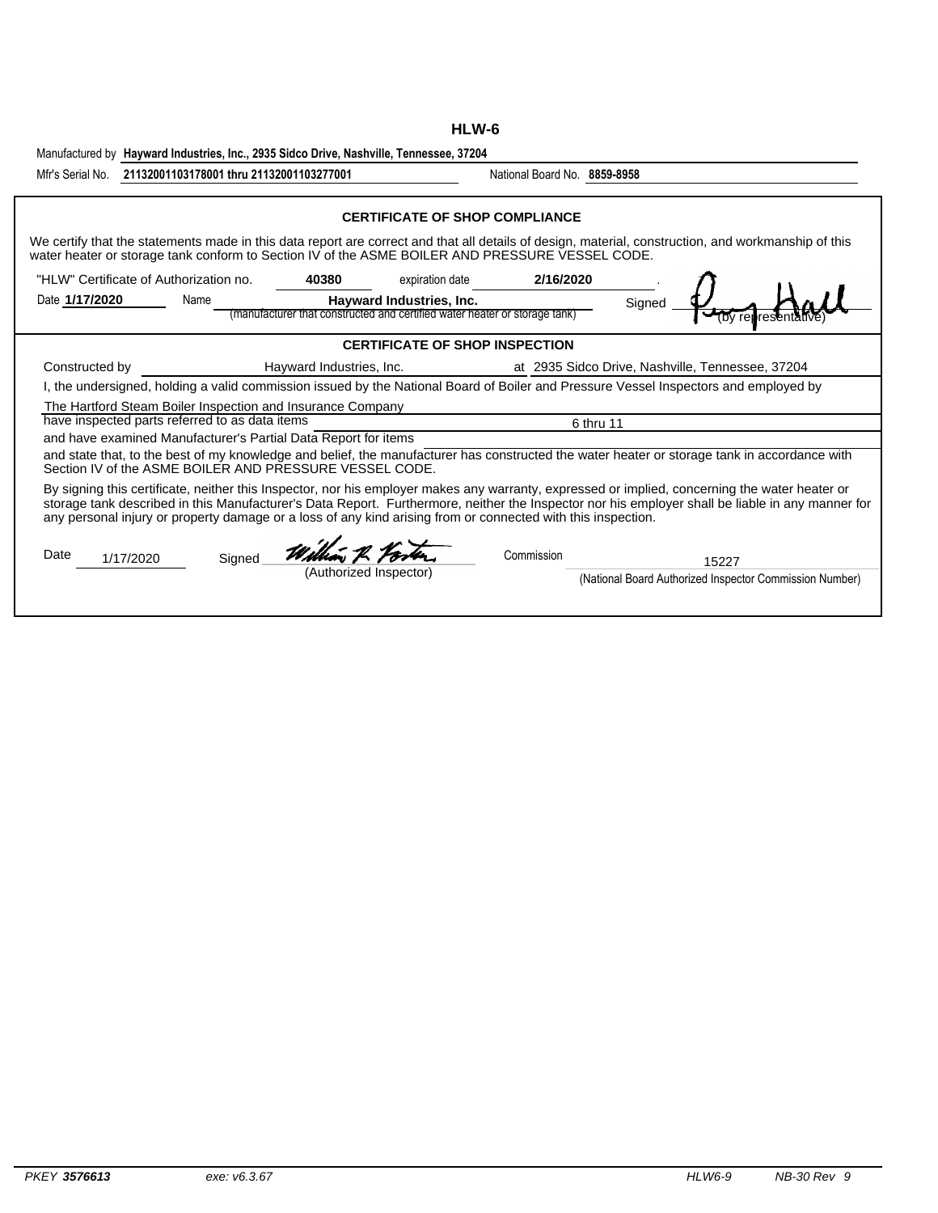# HLW-6

Manufactured by **Hayward Industries, Inc., 2935 Sidco Drive, Nashville, Tennessee, 37204**

Mfr's Serial No. **21132001103178001 thru 21132001103277001** National Board No. **8859-8958**

## CERTIFICATE OF SHOP COMPLIANCE

We certify that the statements made in this data report are correct and that all details of design, material, construction, and workmanship of this water heater or storage tank conform to Section IV of the ASME BOILER AND PRESSURE VESSEL CODE.

"HLW" Certificate of Authorization no. **40380** expiration date **2/16/2020**.

Date **1/17/2020** Name **Hayward Industries, Inc.** (manufacturer that constructed and certified water heater or storage tank) Signed (by representative)

## CERTIFICATE OF SHOP INSPECTION

Constructed by Hayward Industries, Inc. at 2935 Sidco Drive, Nashville, Tennessee, 37204

I, the undersigned, holding a valid commission issued by the National Board of Boiler and Pressure Vessel Inspectors and employed by The Hartford Steam Boiler Inspection and Insurance Company

have inspected parts referred to as data items 6 thru 11

and have examined Manufacturer's Partial Data Report for items

and state that, to the best of my knowledge and belief, the manufacturer has constructed the water heater or storage tank in accordance with Section IV of the ASME BOILER AND PRESSURE VESSEL CODE.

By signing this certificate, neither this Inspector, nor his employer makes any warranty, expressed or implied, concerning the water heater or storage tank described in this Manufacturer's Data Report. Furthermore, neither the Inspector nor his employer shall be liable in any manner for any personal injury or property damage or a loss of any kind arising from or connected with this inspection.

Date 1/17/2020 Signed (Authorized Inspector) Commission 15227 (National Board Authorized Inspector Commission Number)